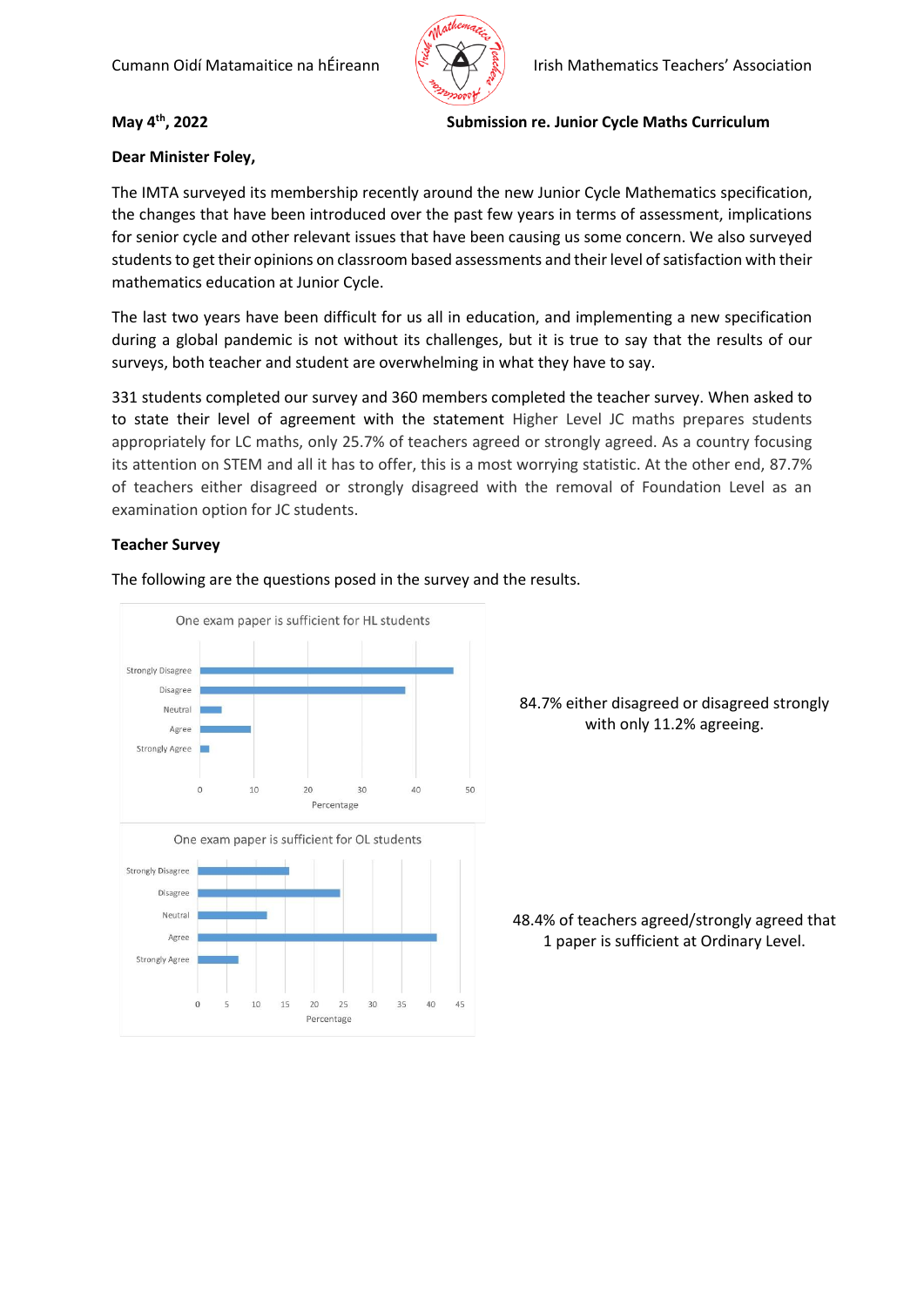Cumann Oidí Matamaitice na hÉireann — Irish Mathematics Teachers' Association

**May 4th, 2022** **Submission re. Junior Cycle Maths Curriculum**

**Dear Minister Foley,**

The IMTA surveyed its membership recently around the new Junior Cycle Mathematics specification, the changes that have been introduced over the past few years in terms of assessment, implications for senior cycle and other relevant issues that have been causing us some concern. We also surveyed students to get their opinions on classroom based assessments and their level of satisfaction with their mathematics education at Junior Cycle.

The last two years have been difficult for us all in education, and implementing a new specification during a global pandemic is not without its challenges, but it is true to say that the results of our surveys, both teacher and student are overwhelming in what they have to say.

331 students completed our survey and 360 members completed the teacher survey. When asked to to state their level of agreement with the statement Higher Level JC maths prepares students appropriately for LC maths, only 25.7% of teachers agreed or strongly agreed. As a country focusing its attention on STEM and all it has to offer, this is a most worrying statistic. At the other end, 87.7% of teachers either disagreed or strongly disagreed with the removal of Foundation Level as an examination option for JC students.

**Teacher Survey**

The following are the questions posed in the survey and the results.

One exam paper is sufficient for HL students

| Response | Percentage (approx.) |
|---|---|
| Strongly Disagree | 47 |
| Disagree | 38 |
| Neutral | 4 |
| Agree | 9 |
| Strongly Agree | 2 |

84.7% either disagreed or disagreed strongly with only 11.2% agreeing.

One exam paper is sufficient for OL students

| Response | Percentage (approx.) |
|---|---|
| Strongly Disagree | 16 |
| Disagree | 25 |
| Neutral | 12 |
| Agree | 41 |
| Strongly Agree | 7 |

48.4% of teachers agreed/strongly agreed that 1 paper is sufficient at Ordinary Level.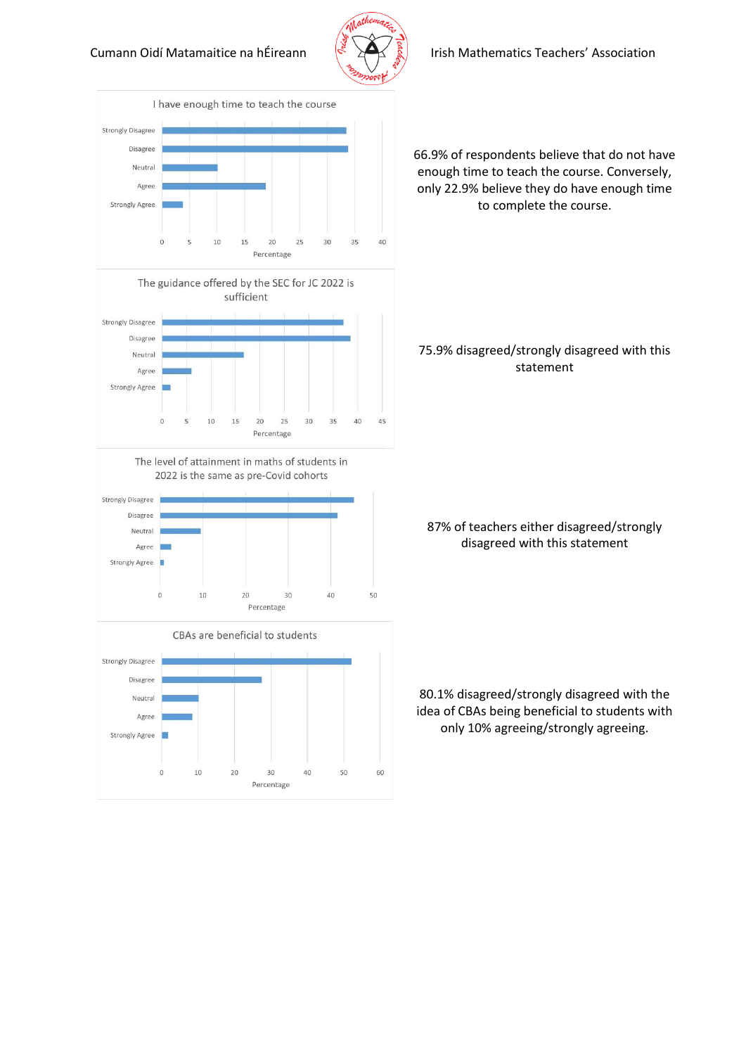**I have enough time to teach the course**

| Response | Percentage |
|---|---|
| Strongly Disagree | ~33.5 |
| Disagree | ~34 |
| Neutral | ~10 |
| Agree | ~19 |
| Strongly Agree | ~4 |

66.9% of respondents believe that do not have enough time to teach the course. Conversely, only 22.9% believe they do have enough time to complete the course.

**The guidance offered by the SEC for JC 2022 is sufficient**

| Response | Percentage |
|---|---|
| Strongly Disagree | ~37 |
| Disagree | ~38.5 |
| Neutral | ~16.5 |
| Agree | ~6 |
| Strongly Agree | ~1.5 |

75.9% disagreed/strongly disagreed with this statement

**The level of attainment in maths of students in 2022 is the same as pre-Covid cohorts**

| Response | Percentage |
|---|---|
| Strongly Disagree | ~45.5 |
| Disagree | ~41.5 |
| Neutral | ~9.5 |
| Agree | ~2.5 |
| Strongly Agree | ~1 |

87% of teachers either disagreed/strongly disagreed with this statement

**CBAs are beneficial to students**

| Response | Percentage |
|---|---|
| Strongly Disagree | ~52 |
| Disagree | ~27.5 |
| Neutral | ~10 |
| Agree | ~8.5 |
| Strongly Agree | ~1.5 |

80.1% disagreed/strongly disagreed with the idea of CBAs being beneficial to students with only 10% agreeing/strongly agreeing.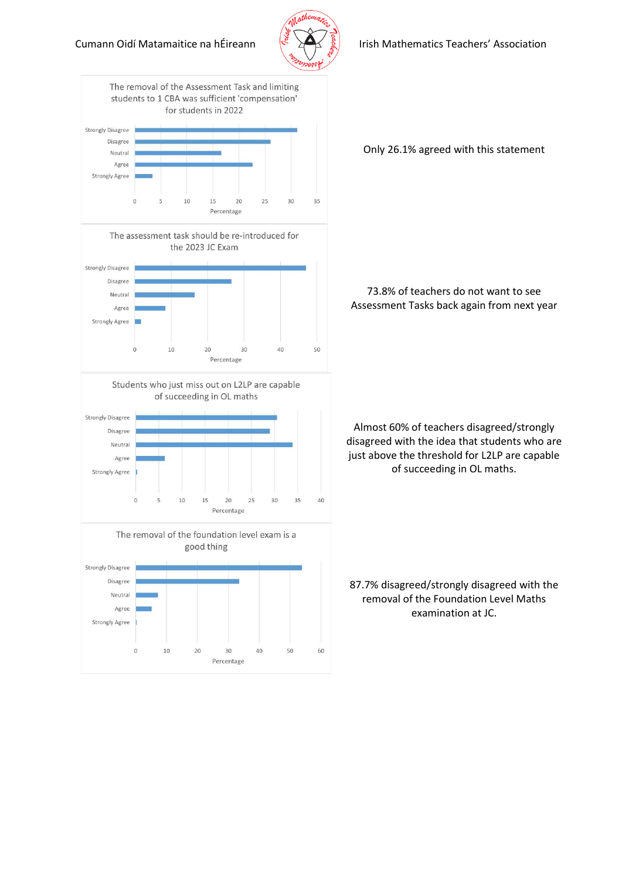**The removal of the Assessment Task and limiting students to 1 CBA was sufficient 'compensation' for students in 2022**

Strongly Disagree / Disagree / Neutral / Agree / Strongly Agree

Percentage: 0, 5, 10, 15, 20, 25, 30, 35

Only 26.1% agreed with this statement

**The assessment task should be re-introduced for the 2023 JC Exam**

Strongly Disagree / Disagree / Neutral / Agree / Strongly Agree

Percentage: 0, 10, 20, 30, 40, 50

73.8% of teachers do not want to see Assessment Tasks back again from next year

**Students who just miss out on L2LP are capable of succeeding in OL maths**

Strongly Disagree / Disagree / Neutral / Agree / Strongly Agree

Percentage: 0, 5, 10, 15, 20, 25, 30, 35, 40

Almost 60% of teachers disagreed/strongly disagreed with the idea that students who are just above the threshold for L2LP are capable of succeeding in OL maths.

**The removal of the foundation level exam is a good thing**

Strongly Disagree / Disagree / Neutral / Agree / Strongly Agree

Percentage: 0, 10, 20, 30, 40, 50, 60

87.7% disagreed/strongly disagreed with the removal of the Foundation Level Maths examination at JC.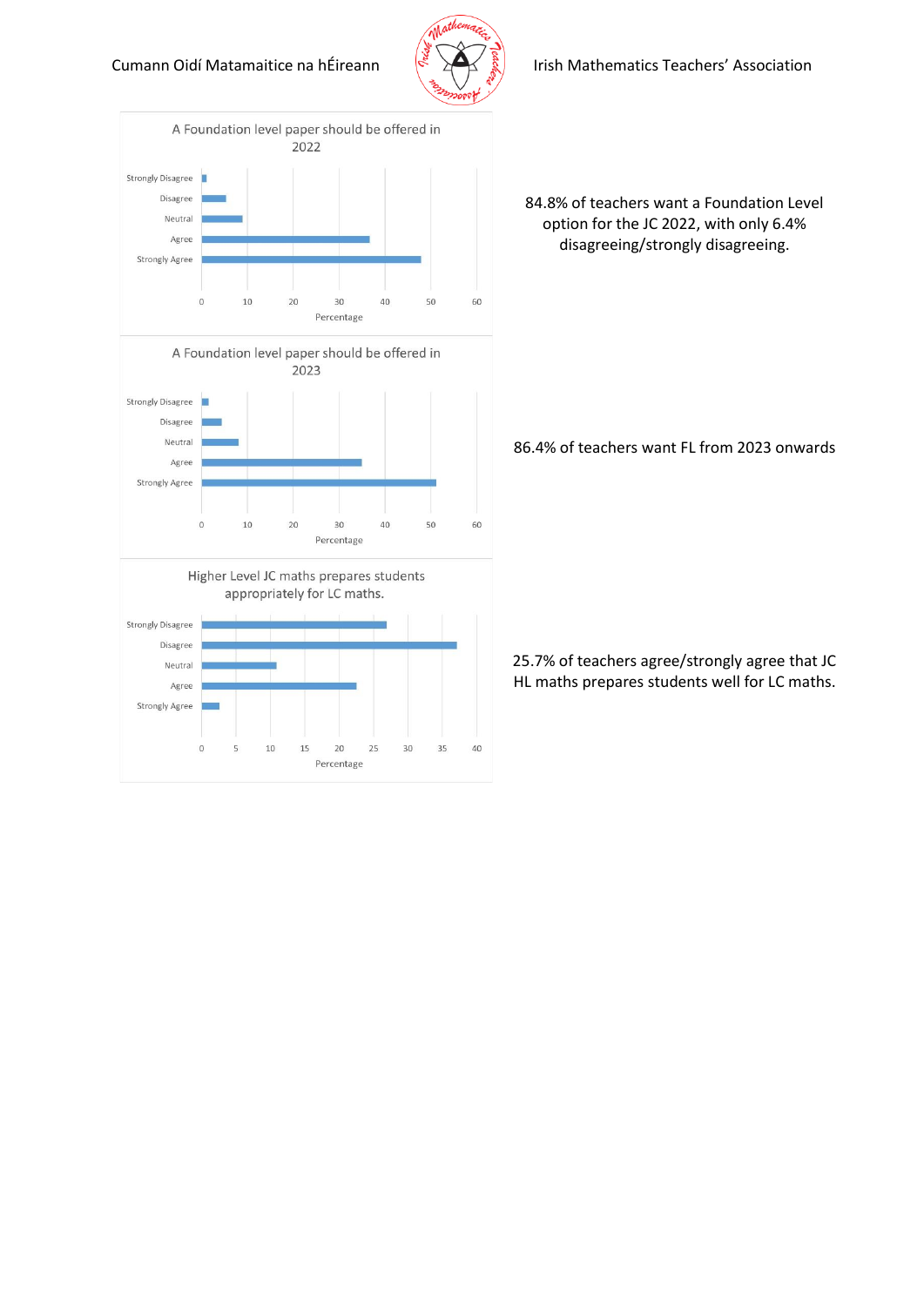### A Foundation level paper should be offered in 2022

| Response | Percentage (approx.) |
|---|---|
| Strongly Disagree | 1 |
| Disagree | 5 |
| Neutral | 9 |
| Agree | 37 |
| Strongly Agree | 48 |

84.8% of teachers want a Foundation Level option for the JC 2022, with only 6.4% disagreeing/strongly disagreeing.

### A Foundation level paper should be offered in 2023

| Response | Percentage (approx.) |
|---|---|
| Strongly Disagree | 1.5 |
| Disagree | 4.5 |
| Neutral | 8 |
| Agree | 35 |
| Strongly Agree | 51 |

86.4% of teachers want FL from 2023 onwards

### Higher Level JC maths prepares students appropriately for LC maths.

| Response | Percentage (approx.) |
|---|---|
| Strongly Disagree | 27 |
| Disagree | 37 |
| Neutral | 11 |
| Agree | 22.5 |
| Strongly Agree | 2.5 |

25.7% of teachers agree/strongly agree that JC HL maths prepares students well for LC maths.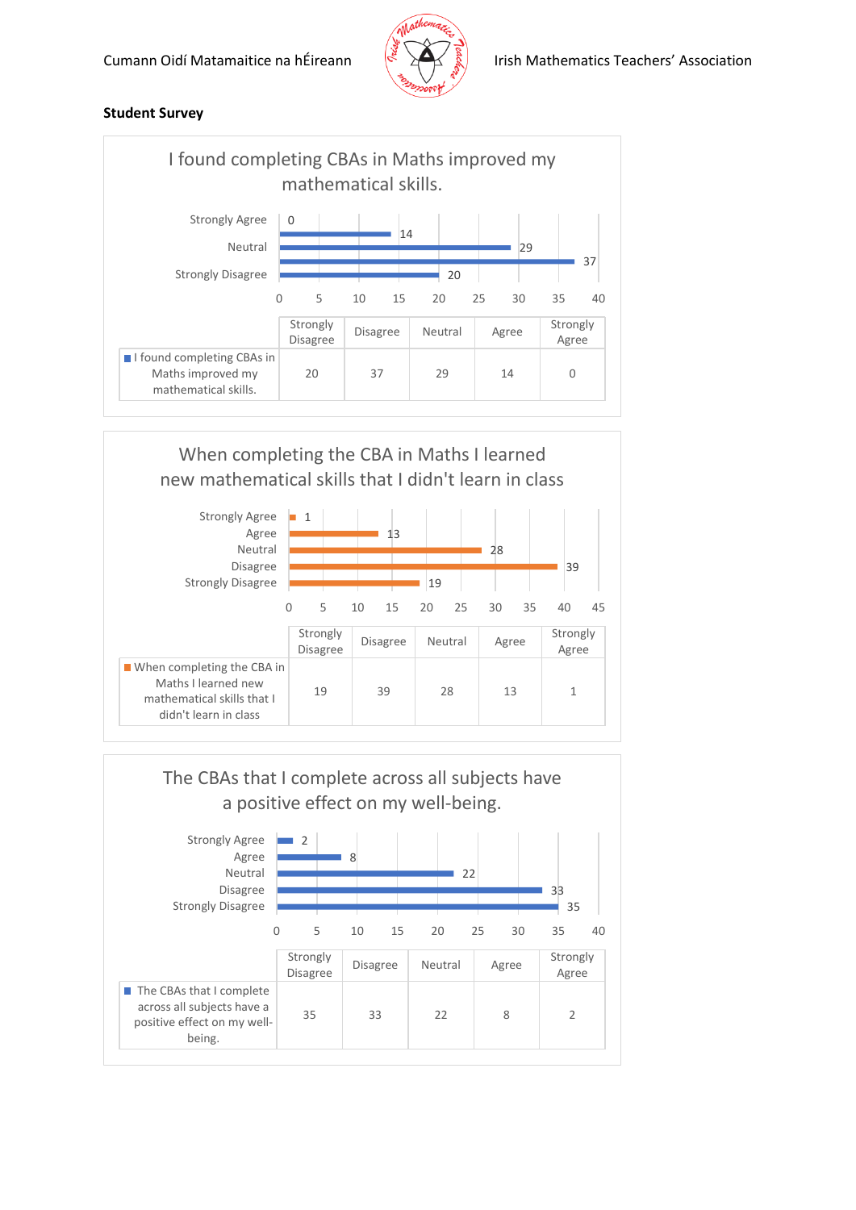Cumann Oidí Matamaitice na hÉireann — Irish Mathematics Teachers' Association

**Student Survey**

### I found completing CBAs in Maths improved my mathematical skills.

| | Strongly Disagree | Disagree | Neutral | Agree | Strongly Agree |
|---|---|---|---|---|---|
| I found completing CBAs in Maths improved my mathematical skills. | 20 | 37 | 29 | 14 | 0 |

### When completing the CBA in Maths I learned new mathematical skills that I didn't learn in class

| | Strongly Disagree | Disagree | Neutral | Agree | Strongly Agree |
|---|---|---|---|---|---|
| When completing the CBA in Maths I learned new mathematical skills that I didn't learn in class | 19 | 39 | 28 | 13 | 1 |

### The CBAs that I complete across all subjects have a positive effect on my well-being.

| | Strongly Disagree | Disagree | Neutral | Agree | Strongly Agree |
|---|---|---|---|---|---|
| The CBAs that I complete across all subjects have a positive effect on my well-being. | 35 | 33 | 22 | 8 | 2 |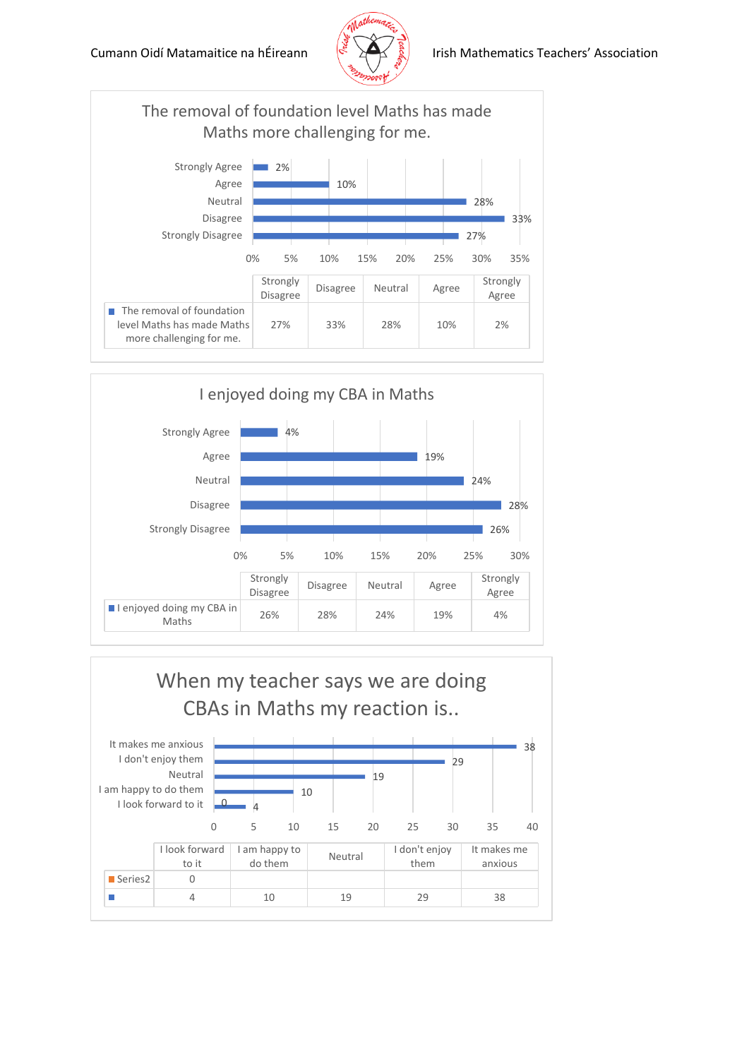## The removal of foundation level Maths has made Maths more challenging for me.

| | Strongly Disagree | Disagree | Neutral | Agree | Strongly Agree |
|---|---|---|---|---|---|
| The removal of foundation level Maths has made Maths more challenging for me. | 27% | 33% | 28% | 10% | 2% |

## I enjoyed doing my CBA in Maths

| | Strongly Disagree | Disagree | Neutral | Agree | Strongly Agree |
|---|---|---|---|---|---|
| I enjoyed doing my CBA in Maths | 26% | 28% | 24% | 19% | 4% |

## When my teacher says we are doing CBAs in Maths my reaction is..

| | I look forward to it | I am happy to do them | Neutral | I don't enjoy them | It makes me anxious |
|---|---|---|---|---|---|
| Series2 | 0 | | | | |
| | 4 | 10 | 19 | 29 | 38 |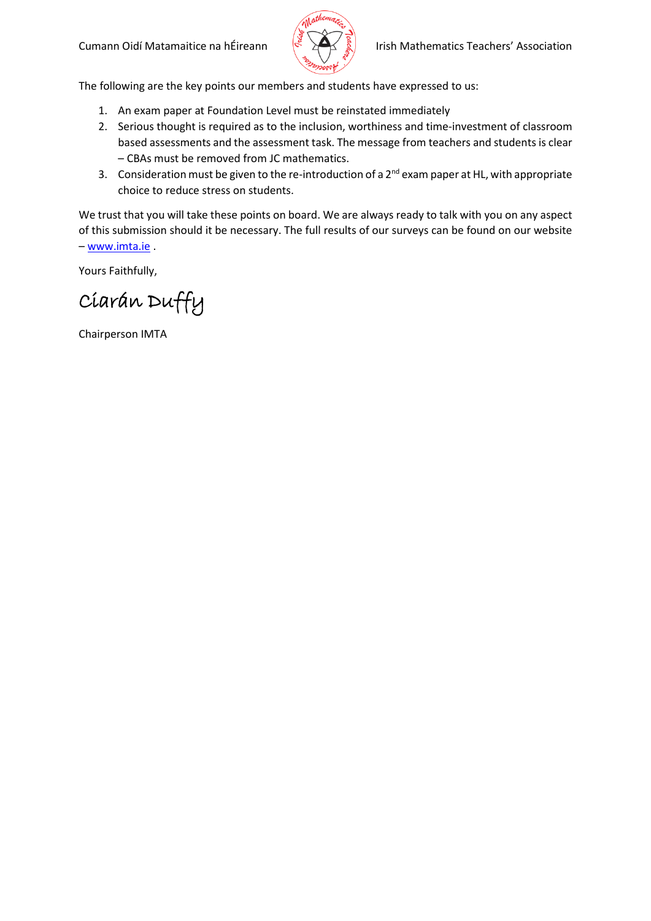The following are the key points our members and students have expressed to us:

1. An exam paper at Foundation Level must be reinstated immediately
2. Serious thought is required as to the inclusion, worthiness and time-investment of classroom based assessments and the assessment task. The message from teachers and students is clear – CBAs must be removed from JC mathematics.
3. Consideration must be given to the re-introduction of a 2nd exam paper at HL, with appropriate choice to reduce stress on students.

We trust that you will take these points on board. We are always ready to talk with you on any aspect of this submission should it be necessary. The full results of our surveys can be found on our website – www.imta.ie .

Yours Faithfully,

Ciarán Duffy

Chairperson IMTA